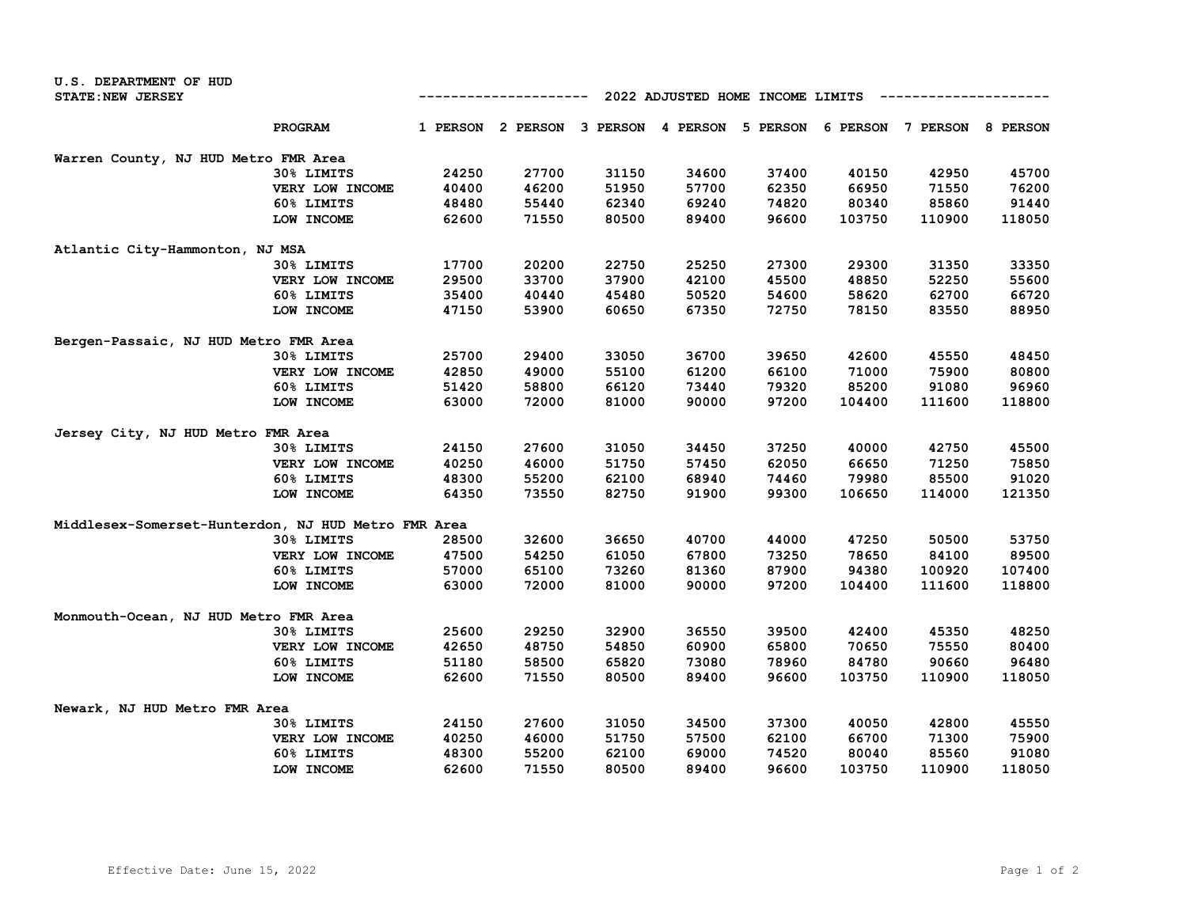U.S. DEPARTMENT OF HUD
STATE:NEW JERSEY

## 2022 ADJUSTED HOME INCOME LIMITS

| | PROGRAM | 1 PERSON | 2 PERSON | 3 PERSON | 4 PERSON | 5 PERSON | 6 PERSON | 7 PERSON | 8 PERSON |
|---|---|---|---|---|---|---|---|---|---|
| **Warren County, NJ HUD Metro FMR Area** | | | | | | | | | |
| | 30% LIMITS | 24250 | 27700 | 31150 | 34600 | 37400 | 40150 | 42950 | 45700 |
| | VERY LOW INCOME | 40400 | 46200 | 51950 | 57700 | 62350 | 66950 | 71550 | 76200 |
| | 60% LIMITS | 48480 | 55440 | 62340 | 69240 | 74820 | 80340 | 85860 | 91440 |
| | LOW INCOME | 62600 | 71550 | 80500 | 89400 | 96600 | 103750 | 110900 | 118050 |
| **Atlantic City-Hammonton, NJ MSA** | | | | | | | | | |
| | 30% LIMITS | 17700 | 20200 | 22750 | 25250 | 27300 | 29300 | 31350 | 33350 |
| | VERY LOW INCOME | 29500 | 33700 | 37900 | 42100 | 45500 | 48850 | 52250 | 55600 |
| | 60% LIMITS | 35400 | 40440 | 45480 | 50520 | 54600 | 58620 | 62700 | 66720 |
| | LOW INCOME | 47150 | 53900 | 60650 | 67350 | 72750 | 78150 | 83550 | 88950 |
| **Bergen-Passaic, NJ HUD Metro FMR Area** | | | | | | | | | |
| | 30% LIMITS | 25700 | 29400 | 33050 | 36700 | 39650 | 42600 | 45550 | 48450 |
| | VERY LOW INCOME | 42850 | 49000 | 55100 | 61200 | 66100 | 71000 | 75900 | 80800 |
| | 60% LIMITS | 51420 | 58800 | 66120 | 73440 | 79320 | 85200 | 91080 | 96960 |
| | LOW INCOME | 63000 | 72000 | 81000 | 90000 | 97200 | 104400 | 111600 | 118800 |
| **Jersey City, NJ HUD Metro FMR Area** | | | | | | | | | |
| | 30% LIMITS | 24150 | 27600 | 31050 | 34450 | 37250 | 40000 | 42750 | 45500 |
| | VERY LOW INCOME | 40250 | 46000 | 51750 | 57450 | 62050 | 66650 | 71250 | 75850 |
| | 60% LIMITS | 48300 | 55200 | 62100 | 68940 | 74460 | 79980 | 85500 | 91020 |
| | LOW INCOME | 64350 | 73550 | 82750 | 91900 | 99300 | 106650 | 114000 | 121350 |
| **Middlesex-Somerset-Hunterdon, NJ HUD Metro FMR Area** | | | | | | | | | |
| | 30% LIMITS | 28500 | 32600 | 36650 | 40700 | 44000 | 47250 | 50500 | 53750 |
| | VERY LOW INCOME | 47500 | 54250 | 61050 | 67800 | 73250 | 78650 | 84100 | 89500 |
| | 60% LIMITS | 57000 | 65100 | 73260 | 81360 | 87900 | 94380 | 100920 | 107400 |
| | LOW INCOME | 63000 | 72000 | 81000 | 90000 | 97200 | 104400 | 111600 | 118800 |
| **Monmouth-Ocean, NJ HUD Metro FMR Area** | | | | | | | | | |
| | 30% LIMITS | 25600 | 29250 | 32900 | 36550 | 39500 | 42400 | 45350 | 48250 |
| | VERY LOW INCOME | 42650 | 48750 | 54850 | 60900 | 65800 | 70650 | 75550 | 80400 |
| | 60% LIMITS | 51180 | 58500 | 65820 | 73080 | 78960 | 84780 | 90660 | 96480 |
| | LOW INCOME | 62600 | 71550 | 80500 | 89400 | 96600 | 103750 | 110900 | 118050 |
| **Newark, NJ HUD Metro FMR Area** | | | | | | | | | |
| | 30% LIMITS | 24150 | 27600 | 31050 | 34500 | 37300 | 40050 | 42800 | 45550 |
| | VERY LOW INCOME | 40250 | 46000 | 51750 | 57500 | 62100 | 66700 | 71300 | 75900 |
| | 60% LIMITS | 48300 | 55200 | 62100 | 69000 | 74520 | 80040 | 85560 | 91080 |
| | LOW INCOME | 62600 | 71550 | 80500 | 89400 | 96600 | 103750 | 110900 | 118050 |

Effective Date: June 15, 2022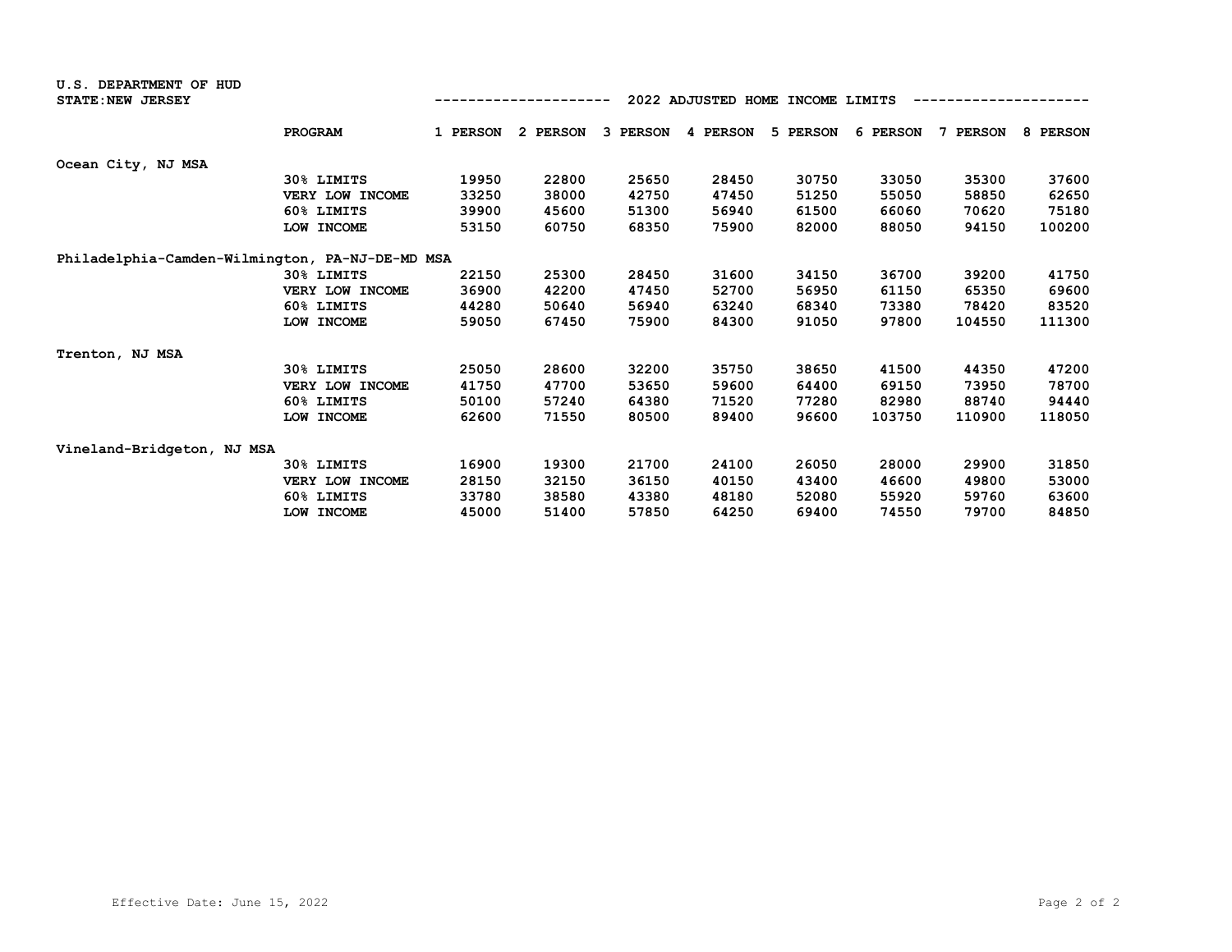U.S. DEPARTMENT OF HUD
STATE:NEW JERSEY

## 2022 ADJUSTED HOME INCOME LIMITS

| | PROGRAM | 1 PERSON | 2 PERSON | 3 PERSON | 4 PERSON | 5 PERSON | 6 PERSON | 7 PERSON | 8 PERSON |
|---|---|---|---|---|---|---|---|---|---|
| Ocean City, NJ MSA | | | | | | | | | |
| | 30% LIMITS | 19950 | 22800 | 25650 | 28450 | 30750 | 33050 | 35300 | 37600 |
| | VERY LOW INCOME | 33250 | 38000 | 42750 | 47450 | 51250 | 55050 | 58850 | 62650 |
| | 60% LIMITS | 39900 | 45600 | 51300 | 56940 | 61500 | 66060 | 70620 | 75180 |
| | LOW INCOME | 53150 | 60750 | 68350 | 75900 | 82000 | 88050 | 94150 | 100200 |
| Philadelphia-Camden-Wilmington, PA-NJ-DE-MD MSA | | | | | | | | | |
| | 30% LIMITS | 22150 | 25300 | 28450 | 31600 | 34150 | 36700 | 39200 | 41750 |
| | VERY LOW INCOME | 36900 | 42200 | 47450 | 52700 | 56950 | 61150 | 65350 | 69600 |
| | 60% LIMITS | 44280 | 50640 | 56940 | 63240 | 68340 | 73380 | 78420 | 83520 |
| | LOW INCOME | 59050 | 67450 | 75900 | 84300 | 91050 | 97800 | 104550 | 111300 |
| Trenton, NJ MSA | | | | | | | | | |
| | 30% LIMITS | 25050 | 28600 | 32200 | 35750 | 38650 | 41500 | 44350 | 47200 |
| | VERY LOW INCOME | 41750 | 47700 | 53650 | 59600 | 64400 | 69150 | 73950 | 78700 |
| | 60% LIMITS | 50100 | 57240 | 64380 | 71520 | 77280 | 82980 | 88740 | 94440 |
| | LOW INCOME | 62600 | 71550 | 80500 | 89400 | 96600 | 103750 | 110900 | 118050 |
| Vineland-Bridgeton, NJ MSA | | | | | | | | | |
| | 30% LIMITS | 16900 | 19300 | 21700 | 24100 | 26050 | 28000 | 29900 | 31850 |
| | VERY LOW INCOME | 28150 | 32150 | 36150 | 40150 | 43400 | 46600 | 49800 | 53000 |
| | 60% LIMITS | 33780 | 38580 | 43380 | 48180 | 52080 | 55920 | 59760 | 63600 |
| | LOW INCOME | 45000 | 51400 | 57850 | 64250 | 69400 | 74550 | 79700 | 84850 |

Effective Date: June 15, 2022